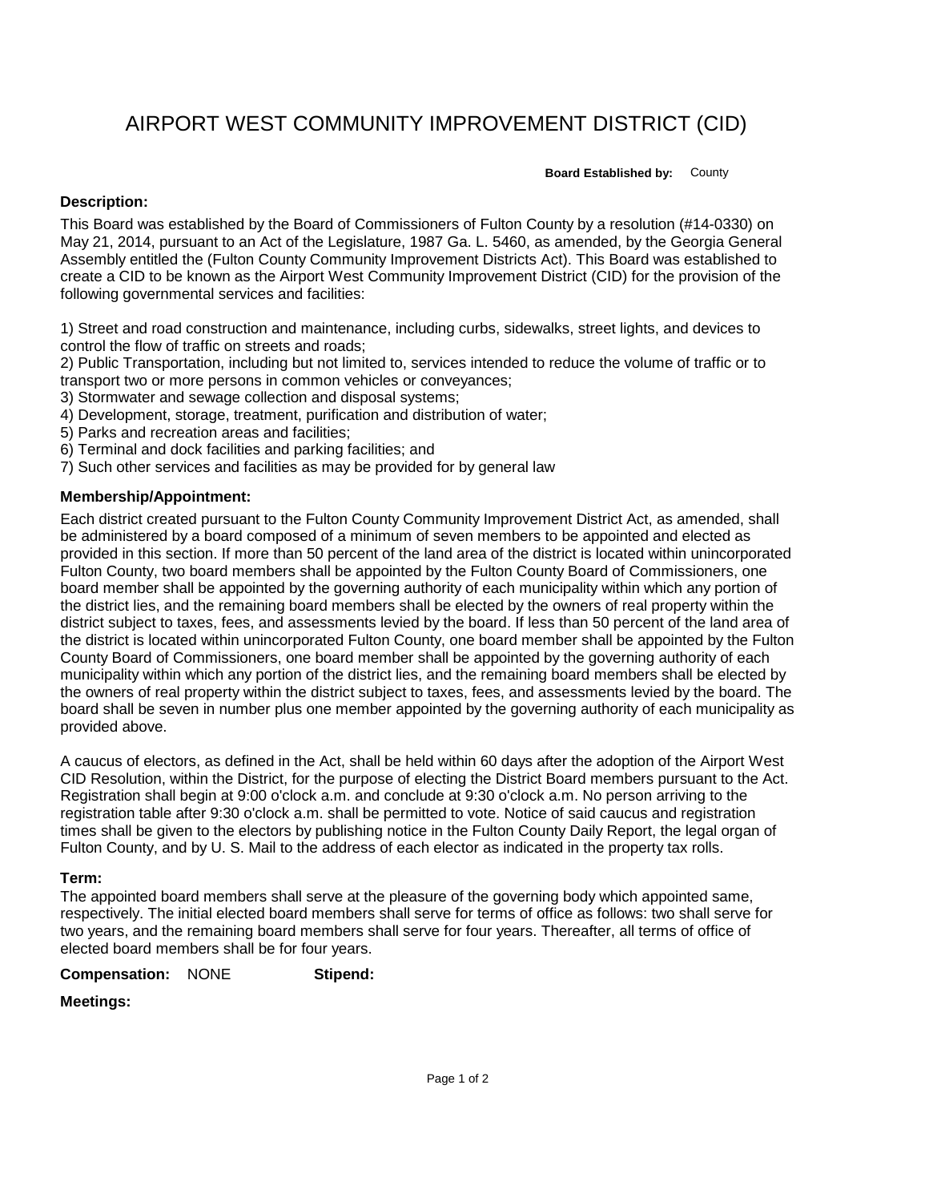# AIRPORT WEST COMMUNITY IMPROVEMENT DISTRICT (CID)

**Board Established by:** County

### Description:

This Board was established by the Board of Commissioners of Fulton County by a resolution (#14-0330) on May 21, 2014, pursuant to an Act of the Legislature, 1987 Ga. L. 5460, as amended, by the Georgia General Assembly entitled the (Fulton County Community Improvement Districts Act). This Board was established to create a CID to be known as the Airport West Community Improvement District (CID) for the provision of the following governmental services and facilities:

1) Street and road construction and maintenance, including curbs, sidewalks, street lights, and devices to control the flow of traffic on streets and roads;
2) Public Transportation, including but not limited to, services intended to reduce the volume of traffic or to transport two or more persons in common vehicles or conveyances;
3) Stormwater and sewage collection and disposal systems;
4) Development, storage, treatment, purification and distribution of water;
5) Parks and recreation areas and facilities;
6) Terminal and dock facilities and parking facilities; and
7) Such other services and facilities as may be provided for by general law

### Membership/Appointment:

Each district created pursuant to the Fulton County Community Improvement District Act, as amended, shall be administered by a board composed of a minimum of seven members to be appointed and elected as provided in this section. If more than 50 percent of the land area of the district is located within unincorporated Fulton County, two board members shall be appointed by the Fulton County Board of Commissioners, one board member shall be appointed by the governing authority of each municipality within which any portion of the district lies, and the remaining board members shall be elected by the owners of real property within the district subject to taxes, fees, and assessments levied by the board. If less than 50 percent of the land area of the district is located within unincorporated Fulton County, one board member shall be appointed by the Fulton County Board of Commissioners, one board member shall be appointed by the governing authority of each municipality within which any portion of the district lies, and the remaining board members shall be elected by the owners of real property within the district subject to taxes, fees, and assessments levied by the board. The board shall be seven in number plus one member appointed by the governing authority of each municipality as provided above.

A caucus of electors, as defined in the Act, shall be held within 60 days after the adoption of the Airport West CID Resolution, within the District, for the purpose of electing the District Board members pursuant to the Act. Registration shall begin at 9:00 o'clock a.m. and conclude at 9:30 o'clock a.m. No person arriving to the registration table after 9:30 o'clock a.m. shall be permitted to vote. Notice of said caucus and registration times shall be given to the electors by publishing notice in the Fulton County Daily Report, the legal organ of Fulton County, and by U. S. Mail to the address of each elector as indicated in the property tax rolls.

### Term:

The appointed board members shall serve at the pleasure of the governing body which appointed same, respectively. The initial elected board members shall serve for terms of office as follows: two shall serve for two years, and the remaining board members shall serve for four years. Thereafter, all terms of office of elected board members shall be for four years.

**Compensation:** NONE **Stipend:**

**Meetings:**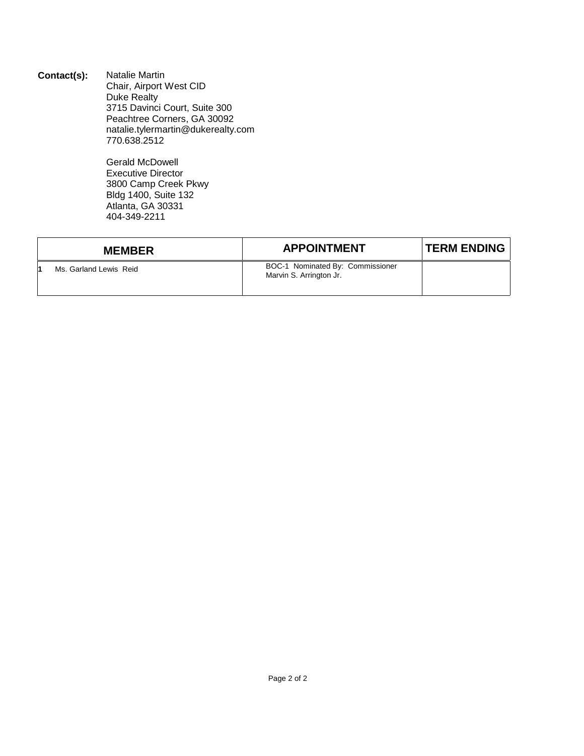**Contact(s):**

Natalie Martin
Chair, Airport West CID
Duke Realty
3715 Davinci Court, Suite 300
Peachtree Corners, GA 30092
natalie.tylermartin@dukerealty.com
770.638.2512

Gerald McDowell
Executive Director
3800 Camp Creek Pkwy
Bldg 1400, Suite 132
Atlanta, GA 30331
404-349-2211

| MEMBER | APPOINTMENT | TERM ENDING |
|---|---|---|
| **1** Ms. Garland Lewis Reid | BOC-1 Nominated By: Commissioner Marvin S. Arrington Jr. | |